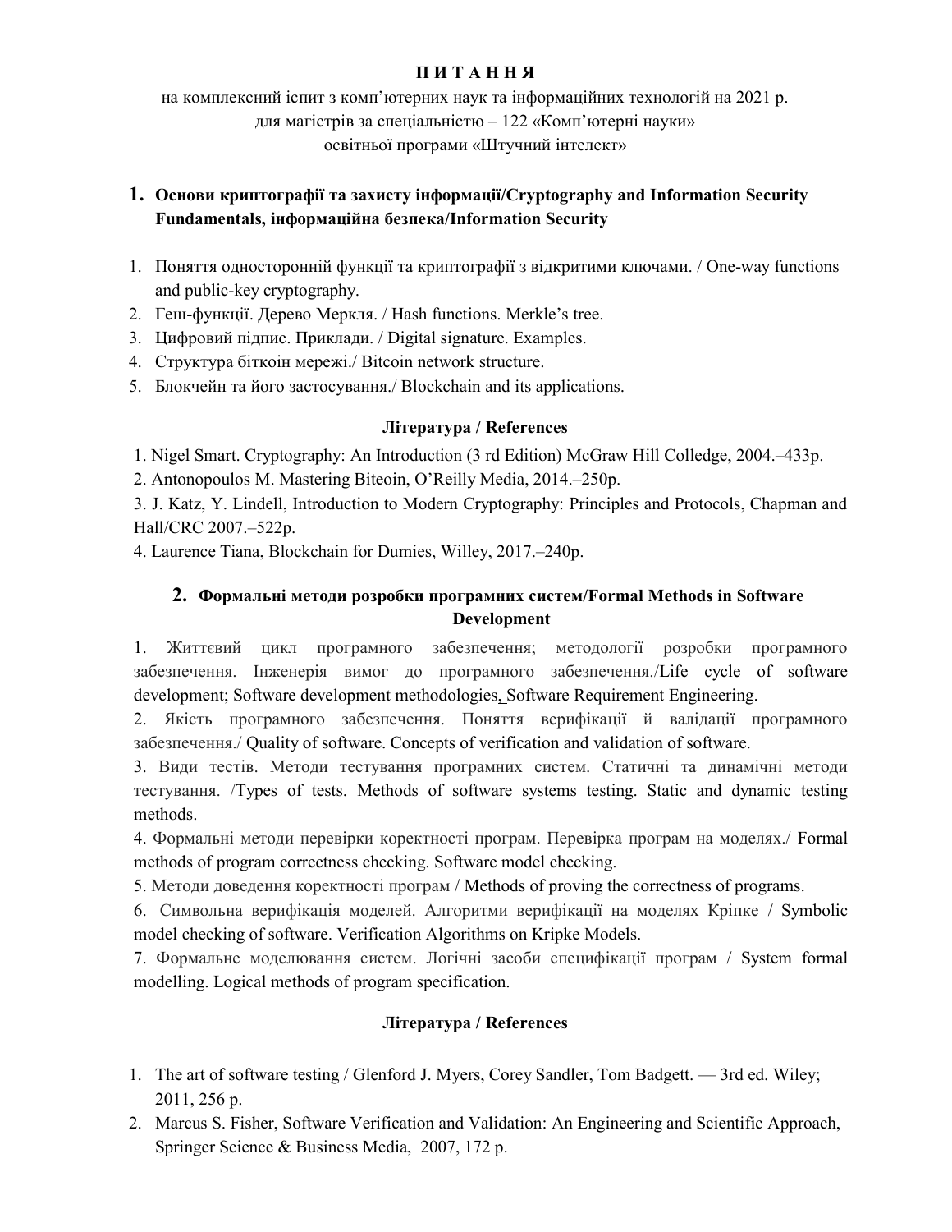**П И Т А Н Н Я**

на комплексний іспит з комп'ютерних наук та інформаційних технологій на 2021 р.
для магістрів за спеціальністю – 122 «Комп'ютерні науки»
освітньої програми «Штучний інтелект»

## 1. Основи криптографії та захисту інформації/Cryptography and Information Security Fundamentals, інформаційна безпека/Information Security

1. Поняття односторонній функції та криптографії з відкритими ключами. / One-way functions and public-key cryptography.
2. Геш-функції. Дерево Меркля. / Hash functions. Merkle's tree.
3. Цифровий підпис. Приклади. / Digital signature. Examples.
4. Структура біткоін мережі./ Bitcoin network structure.
5. Блокчейн та його застосування./ Blockchain and its applications.

### Література / References

1. Nigel Smart. Cryptography: An Introduction (3 rd Edition) McGraw Hill Colledge, 2004.–433p.
2. Antonopoulos M. Mastering Biteoin, O'Reilly Media, 2014.–250p.
3. J. Katz, Y. Lindell, Introduction to Modern Cryptography: Principles and Protocols, Chapman and Hall/CRC 2007.–522p.
4. Laurence Tiana, Blockchain for Dumies, Willey, 2017.–240p.

## 2. Формальні методи розробки програмних систем/Formal Methods in Software Development

1. Життєвий цикл програмного забезпечення; методології розробки програмного забезпечення. Інженерія вимог до програмного забезпечення./Life cycle of software development; Software development methodologies, Software Requirement Engineering.
2. Якість програмного забезпечення. Поняття верифікації й валідації програмного забезпечення./ Quality of software. Concepts of verification and validation of software.
3. Види тестів. Методи тестування програмних систем. Статичні та динамічні методи тестування. /Types of tests. Methods of software systems testing. Static and dynamic testing methods.
4. Формальні методи перевірки коректності програм. Перевірка програм на моделях./ Formal methods of program correctness checking. Software model checking.
5. Методи доведення коректності програм / Methods of proving the correctness of programs.
6. Символьна верифікація моделей. Алгоритми верифікації на моделях Кріпке / Symbolic model checking of software. Verification Algorithms on Kripke Models.
7. Формальне моделювання систем. Логічні засоби специфікації програм / System formal modelling. Logical methods of program specification.

### Література / References

1. The art of software testing / Glenford J. Myers, Corey Sandler, Tom Badgett. — 3rd ed. Wiley; 2011, 256 p.
2. Marcus S. Fisher, Software Verification and Validation: An Engineering and Scientific Approach, Springer Science & Business Media, 2007, 172 p.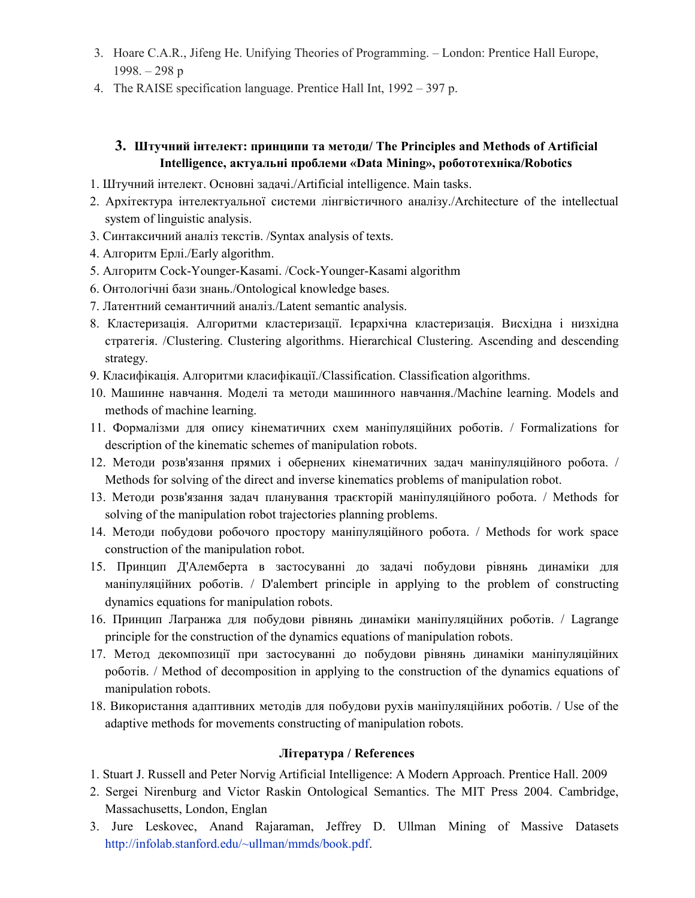3. Hoare C.A.R., Jifeng He. Unifying Theories of Programming. – London: Prentice Hall Europe, 1998. – 298 p
4. The RAISE specification language. Prentice Hall Int, 1992 – 397 p.

### 3. Штучний інтелект: принципи та методи/ The Principles and Methods of Artificial Intelligence, актуальні проблеми «Data Mining», робототехніка/Robotics

1. Штучний інтелект. Основні задачі./Artificial intelligence. Main tasks.
2. Архітектура інтелектуальної системи лінгвістичного аналізу./Architecture of the intellectual system of linguistic analysis.
3. Синтаксичний аналіз текстів. /Syntax analysis of texts.
4. Алгоритм Ерлі./Early algorithm.
5. Алгоритм Cock-Younger-Kasami. /Cock-Younger-Kasami algorithm
6. Онтологічні бази знань./Ontological knowledge bases.
7. Латентний семантичний аналіз./Latent semantic analysis.
8. Кластеризація. Алгоритми кластеризації. Ієрархічна кластеризація. Висхідна і низхідна стратегія. /Clustering. Clustering algorithms. Hierarchical Clustering. Ascending and descending strategy.
9. Класифікація. Алгоритми класифікації./Classification. Classification algorithms.
10. Машинне навчання. Моделі та методи машинного навчання./Machine learning. Models and methods of machine learning.
11. Формалізми для опису кінематичних схем маніпуляційних роботів. / Formalizations for description of the kinematic schemes of manipulation robots.
12. Методи розв'язання прямих і обернених кінематичних задач маніпуляційного робота. / Methods for solving of the direct and inverse kinematics problems of manipulation robot.
13. Методи розв'язання задач планування траєкторій маніпуляційного робота. / Methods for solving of the manipulation robot trajectories planning problems.
14. Методи побудови робочого простору маніпуляційного робота. / Methods for work space construction of the manipulation robot.
15. Принцип Д'Алемберта в застосуванні до задачі побудови рівнянь динаміки для маніпуляційних роботів. / D'alembert principle in applying to the problem of constructing dynamics equations for manipulation robots.
16. Принцип Лагранжа для побудови рівнянь динаміки маніпуляційних роботів. / Lagrange principle for the construction of the dynamics equations of manipulation robots.
17. Метод декомпозиції при застосуванні до побудови рівнянь динаміки маніпуляційних роботів. / Method of decomposition in applying to the construction of the dynamics equations of manipulation robots.
18. Використання адаптивних методів для побудови рухів маніпуляційних роботів. / Use of the adaptive methods for movements constructing of manipulation robots.

#### Література / References

1. Stuart J. Russell and Peter Norvig Artificial Intelligence: A Modern Approach. Prentice Hall. 2009
2. Sergei Nirenburg and Victor Raskin Ontological Semantics. The MIT Press 2004. Cambridge, Massachusetts, London, Englan
3. Jure Leskovec, Anand Rajaraman, Jeffrey D. Ullman Mining of Massive Datasets http://infolab.stanford.edu/~ullman/mmds/book.pdf.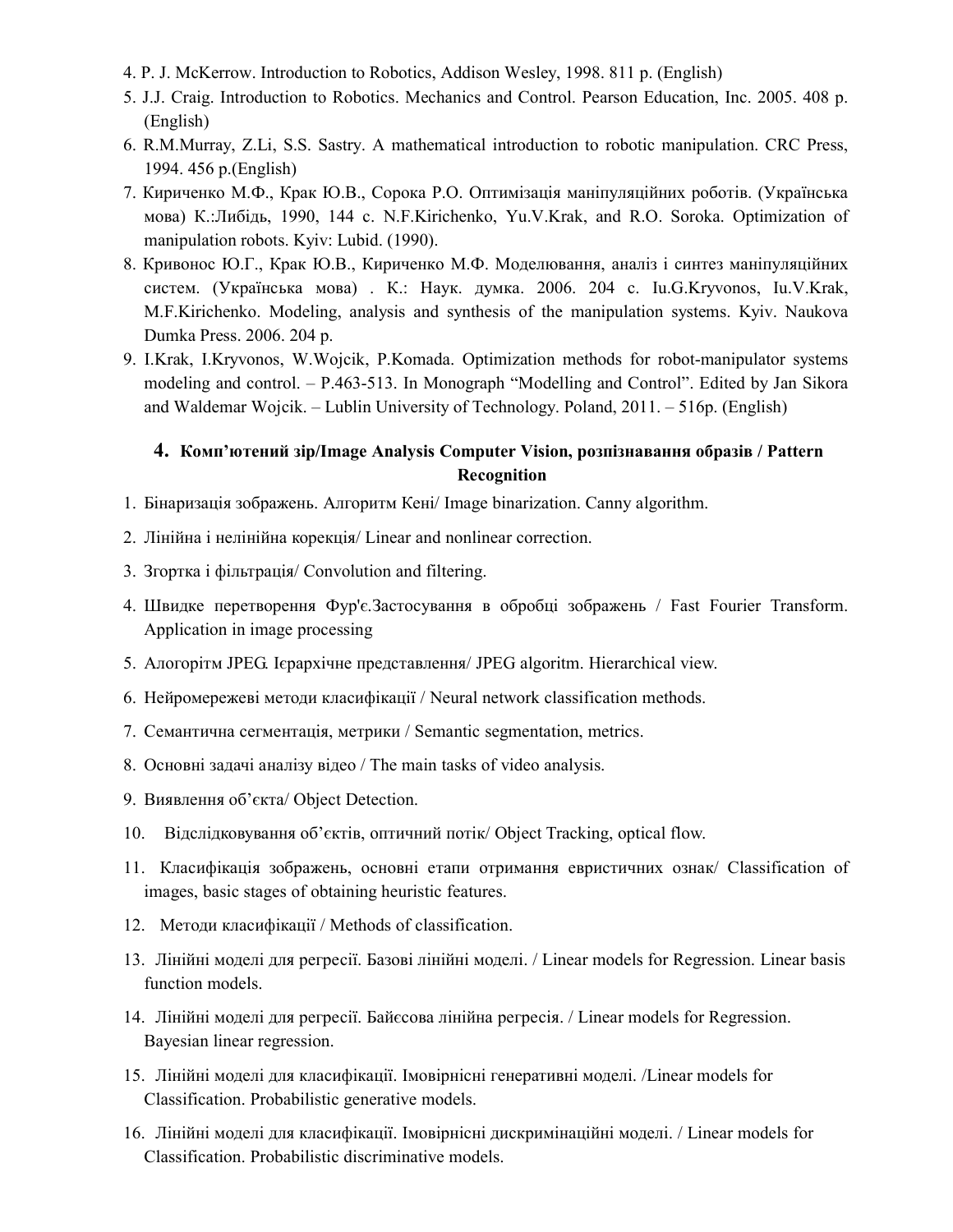4. P. J. McKerrow. Introduction to Robotics, Addison Wesley, 1998. 811 p. (English)
5. J.J. Craig. Introduction to Robotics. Mechanics and Control. Pearson Education, Inc. 2005. 408 p. (English)
6. R.M.Murray, Z.Li, S.S. Sastry. A mathematical introduction to robotic manipulation. CRC Press, 1994. 456 p.(English)
7. Кириченко М.Ф., Крак Ю.В., Сорока Р.О. Оптимізація маніпуляційних роботів. (Українська мова) К.:Либідь, 1990, 144 с. N.F.Kirichenko, Yu.V.Krak, and R.O. Soroka. Optimization of manipulation robots. Kyiv: Lubid. (1990).
8. Кривонос Ю.Г., Крак Ю.В., Кириченко М.Ф. Моделювання, аналіз і синтез маніпуляційних систем. (Українська мова) . К.: Наук. думка. 2006. 204 с. Iu.G.Kryvonos, Iu.V.Krak, M.F.Kirichenko. Modeling, analysis and synthesis of the manipulation systems. Kyiv. Naukova Dumka Press. 2006. 204 p.
9. I.Krak, I.Kryvonos, W.Wojcik, P.Komada. Optimization methods for robot-manipulator systems modeling and control. – P.463-513. In Monograph "Modelling and Control". Edited by Jan Sikora and Waldemar Wojcik. – Lublin University of Technology. Poland, 2011. – 516p. (English)

## 4. Комп'ютений зір/Image Analysis Computer Vision, розпізнавання образів / Pattern Recognition

1. Бінаризація зображень. Алгоритм Кені/ Image binarization. Canny algorithm.
2. Лінійна і нелінійна корекція/ Linear and nonlinear correction.
3. Згортка і фільтрація/ Convolution and filtering.
4. Швидке перетворення Фур'є.Застосування в обробці зображень / Fast Fourier Transform. Application in image processing
5. Алогорітм JPEG. Ієрархічне представлення/ JPEG algoritm. Hierarchical view.
6. Нейромережеві методи класифікації / Neural network classification methods.
7. Семантична сегментація, метрики / Semantic segmentation, metrics.
8. Основні задачі аналізу відео / The main tasks of video analysis.
9. Виявлення об'єкта/ Object Detection.
10. Відслідковування об'єктів, оптичний потік/ Object Tracking, optical flow.
11. Класифікація зображень, основні етапи отримання евристичних ознак/ Classification of images, basic stages of obtaining heuristic features.
12. Методи класифікації / Methods of classification.
13. Лінійні моделі для регресії. Базові лінійні моделі. / Linear models for Regression. Linear basis function models.
14. Лінійні моделі для регресії. Байєсова лінійна регресія. / Linear models for Regression. Bayesian linear regression.
15. Лінійні моделі для класифікації. Імовірнісні генеративні моделі. /Linear models for Classification. Probabilistic generative models.
16. Лінійні моделі для класифікації. Імовірнісні дискримінаційні моделі. / Linear models for Classification. Probabilistic discriminative models.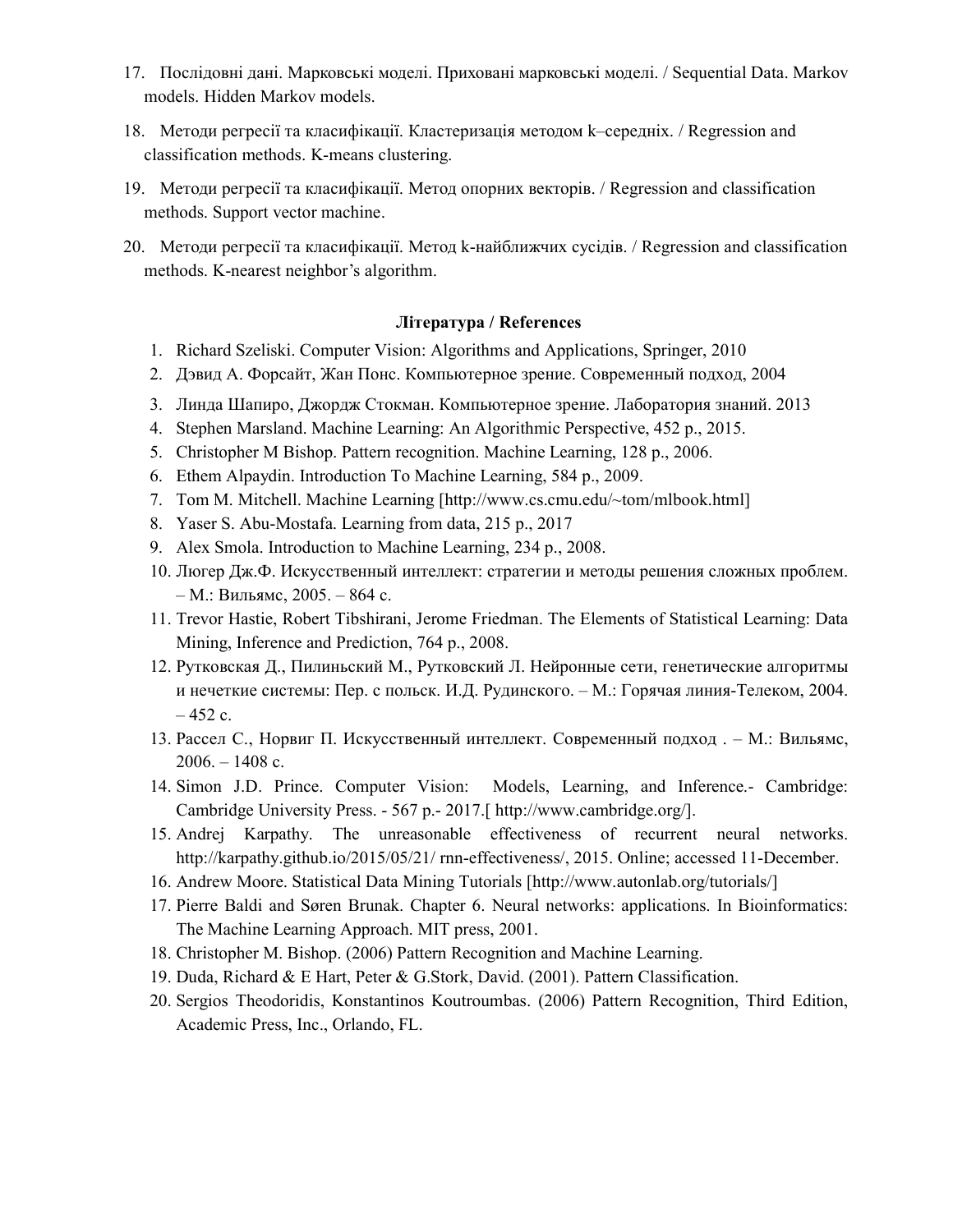17. Послідовні дані. Марковські моделі. Приховані марковські моделі. / Sequential Data. Markov models. Hidden Markov models.

18. Методи регресії та класифікації. Кластеризація методом k–середніх. / Regression and classification methods. K-means clustering.

19. Методи регресії та класифікації. Метод опорних векторів. / Regression and classification methods. Support vector machine.

20. Методи регресії та класифікації. Метод k-найближчих сусідів. / Regression and classification methods. K-nearest neighbor's algorithm.

**Література / References**

1. Richard Szeliski. Computer Vision: Algorithms and Applications, Springer, 2010
2. Дэвид А. Форсайт, Жан Понс. Компьютерное зрение. Современный подход, 2004
3. Линда Шапиро, Джордж Стокман. Компьютерное зрение. Лаборатория знаний. 2013
4. Stephen Marsland. Machine Learning: An Algorithmic Perspective, 452 p., 2015.
5. Christopher M Bishop. Pattern recognition. Machine Learning, 128 p., 2006.
6. Ethem Alpaydin. Introduction To Machine Learning, 584 p., 2009.
7. Tom M. Mitchell. Machine Learning [http://www.cs.cmu.edu/~tom/mlbook.html]
8. Yaser S. Abu-Mostafa. Learning from data, 215 p., 2017
9. Alex Smola. Introduction to Machine Learning, 234 p., 2008.
10. Люгер Дж.Ф. Искусственный интеллект: стратегии и методы решения сложных проблем. – М.: Вильямс, 2005. – 864 с.
11. Trevor Hastie, Robert Tibshirani, Jerome Friedman. The Elements of Statistical Learning: Data Mining, Inference and Prediction, 764 p., 2008.
12. Рутковская Д., Пилиньский М., Рутковский Л. Нейронные сети, генетические алгоритмы и нечеткие системы: Пер. с польск. И.Д. Рудинского. – М.: Горячая линия-Телеком, 2004. – 452 с.
13. Рассел С., Норвиг П. Искусственный интеллект. Современный подход . – М.: Вильямс, 2006. – 1408 с.
14. Simon J.D. Prince. Computer Vision: Models, Learning, and Inference.- Cambridge: Cambridge University Press. - 567 p.- 2017.[ http://www.cambridge.org/].
15. Andrej Karpathy. The unreasonable effectiveness of recurrent neural networks. http://karpathy.github.io/2015/05/21/ rnn-effectiveness/, 2015. Online; accessed 11-December.
16. Andrew Moore. Statistical Data Mining Tutorials [http://www.autonlab.org/tutorials/]
17. Pierre Baldi and Søren Brunak. Chapter 6. Neural networks: applications. In Bioinformatics: The Machine Learning Approach. MIT press, 2001.
18. Christopher M. Bishop. (2006) Pattern Recognition and Machine Learning.
19. Duda, Richard & E Hart, Peter & G.Stork, David. (2001). Pattern Classification.
20. Sergios Theodoridis, Konstantinos Koutroumbas. (2006) Pattern Recognition, Third Edition, Academic Press, Inc., Orlando, FL.